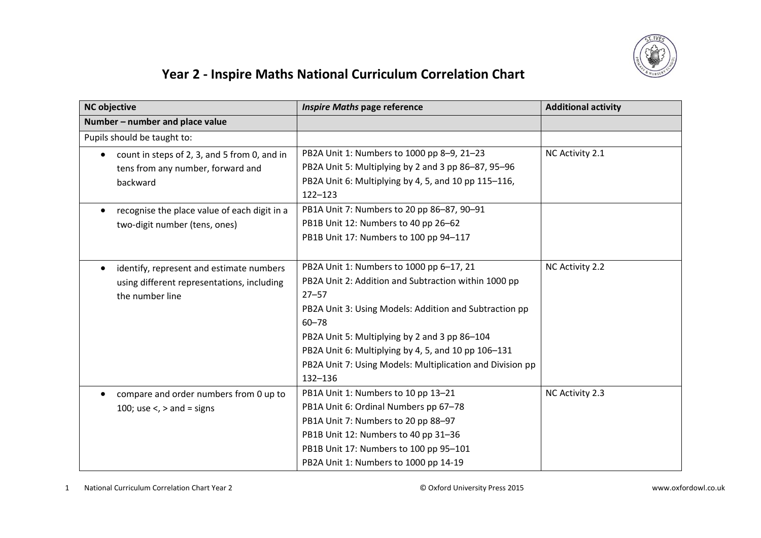# Year 2 - Inspire Maths National Curriculum Correlation Chart

| NC objective | *Inspire Maths* page reference | Additional activity |
|---|---|---|
| **Number – number and place value** | | |
| Pupils should be taught to: | | |
| • count in steps of 2, 3, and 5 from 0, and in tens from any number, forward and backward | PB2A Unit 1: Numbers to 1000 pp 8–9, 21–23<br>PB2A Unit 5: Multiplying by 2 and 3 pp 86–87, 95–96<br>PB2A Unit 6: Multiplying by 4, 5, and 10 pp 115–116, 122–123 | NC Activity 2.1 |
| • recognise the place value of each digit in a two-digit number (tens, ones) | PB1A Unit 7: Numbers to 20 pp 86–87, 90–91<br>PB1B Unit 12: Numbers to 40 pp 26–62<br>PB1B Unit 17: Numbers to 100 pp 94–117 | |
| • identify, represent and estimate numbers using different representations, including the number line | PB2A Unit 1: Numbers to 1000 pp 6–17, 21<br>PB2A Unit 2: Addition and Subtraction within 1000 pp 27–57<br>PB2A Unit 3: Using Models: Addition and Subtraction pp 60–78<br>PB2A Unit 5: Multiplying by 2 and 3 pp 86–104<br>PB2A Unit 6: Multiplying by 4, 5, and 10 pp 106–131<br>PB2A Unit 7: Using Models: Multiplication and Division pp 132–136 | NC Activity 2.2 |
| • compare and order numbers from 0 up to 100; use <, > and = signs | PB1A Unit 1: Numbers to 10 pp 13–21<br>PB1A Unit 6: Ordinal Numbers pp 67–78<br>PB1A Unit 7: Numbers to 20 pp 88–97<br>PB1B Unit 12: Numbers to 40 pp 31–36<br>PB1B Unit 17: Numbers to 100 pp 95–101<br>PB2A Unit 1: Numbers to 1000 pp 14-19 | NC Activity 2.3 |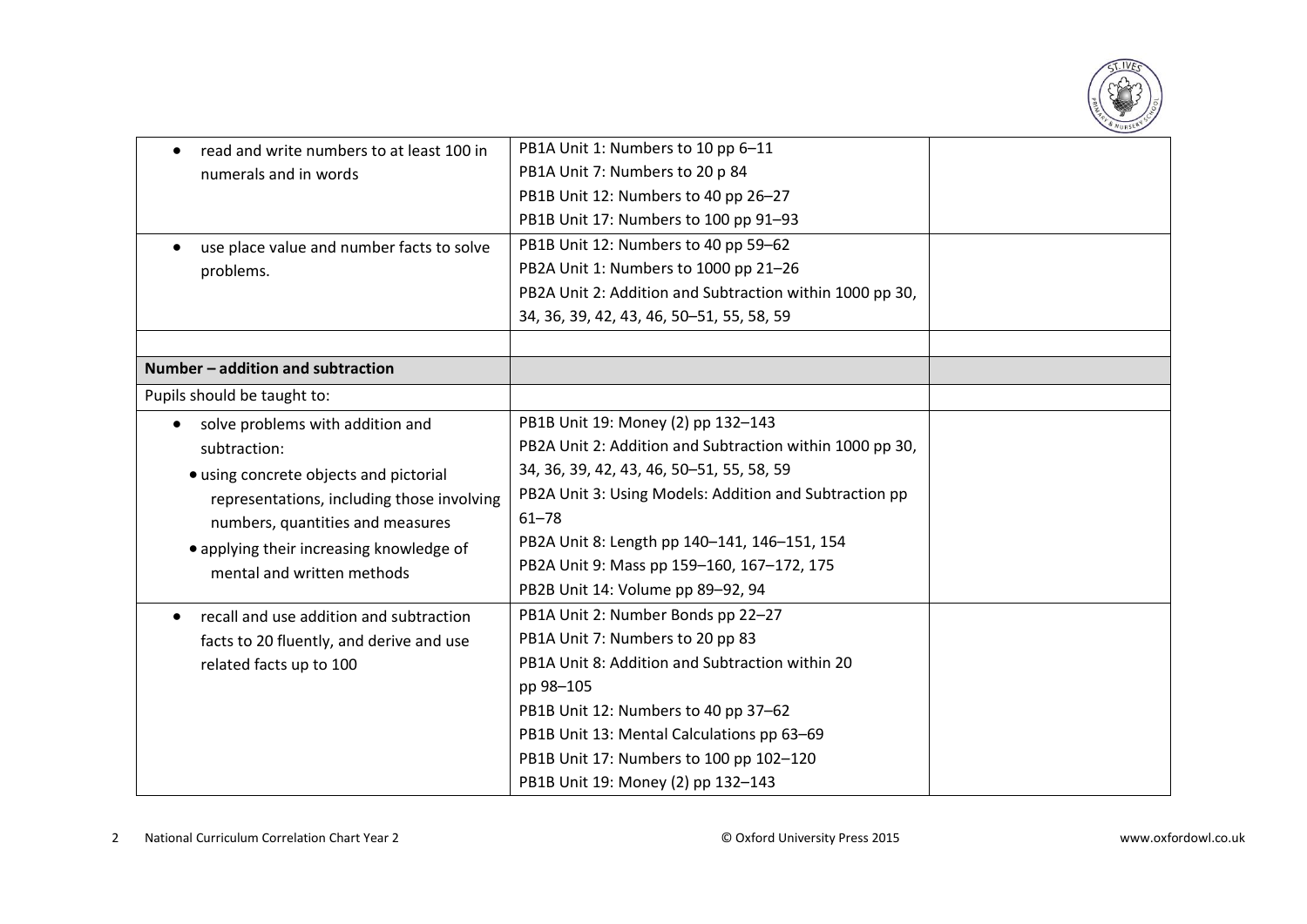| | | |
|---|---|---|
| • read and write numbers to at least 100 in numerals and in words | PB1A Unit 1: Numbers to 10 pp 6–11<br>PB1A Unit 7: Numbers to 20 p 84<br>PB1B Unit 12: Numbers to 40 pp 26–27<br>PB1B Unit 17: Numbers to 100 pp 91–93 | |
| • use place value and number facts to solve problems. | PB1B Unit 12: Numbers to 40 pp 59–62<br>PB2A Unit 1: Numbers to 1000 pp 21–26<br>PB2A Unit 2: Addition and Subtraction within 1000 pp 30, 34, 36, 39, 42, 43, 46, 50–51, 55, 58, 59 | |
| | | |
| **Number – addition and subtraction** | | |
| Pupils should be taught to: | | |
| • solve problems with addition and subtraction:<br>• using concrete objects and pictorial representations, including those involving numbers, quantities and measures<br>• applying their increasing knowledge of mental and written methods | PB1B Unit 19: Money (2) pp 132–143<br>PB2A Unit 2: Addition and Subtraction within 1000 pp 30, 34, 36, 39, 42, 43, 46, 50–51, 55, 58, 59<br>PB2A Unit 3: Using Models: Addition and Subtraction pp 61–78<br>PB2A Unit 8: Length pp 140–141, 146–151, 154<br>PB2A Unit 9: Mass pp 159–160, 167–172, 175<br>PB2B Unit 14: Volume pp 89–92, 94 | |
| • recall and use addition and subtraction facts to 20 fluently, and derive and use related facts up to 100 | PB1A Unit 2: Number Bonds pp 22–27<br>PB1A Unit 7: Numbers to 20 pp 83<br>PB1A Unit 8: Addition and Subtraction within 20 pp 98–105<br>PB1B Unit 12: Numbers to 40 pp 37–62<br>PB1B Unit 13: Mental Calculations pp 63–69<br>PB1B Unit 17: Numbers to 100 pp 102–120<br>PB1B Unit 19: Money (2) pp 132–143 | |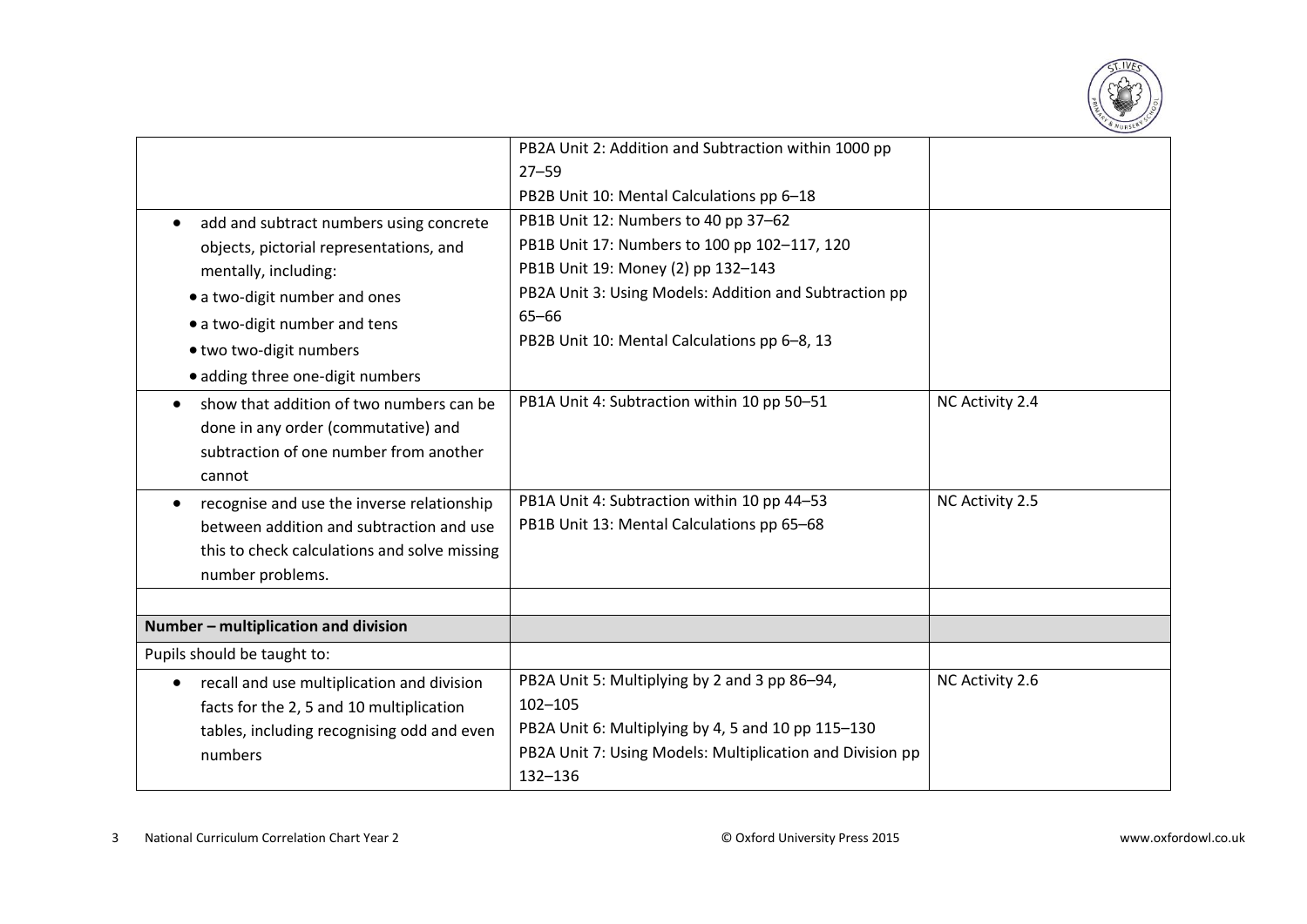| | | |
|---|---|---|
| | PB2A Unit 2: Addition and Subtraction within 1000 pp 27–59<br>PB2B Unit 10: Mental Calculations pp 6–18 | |
| • add and subtract numbers using concrete objects, pictorial representations, and mentally, including:<br>• a two-digit number and ones<br>• a two-digit number and tens<br>• two two-digit numbers<br>• adding three one-digit numbers | PB1B Unit 12: Numbers to 40 pp 37–62<br>PB1B Unit 17: Numbers to 100 pp 102–117, 120<br>PB1B Unit 19: Money (2) pp 132–143<br>PB2A Unit 3: Using Models: Addition and Subtraction pp 65–66<br>PB2B Unit 10: Mental Calculations pp 6–8, 13 | |
| • show that addition of two numbers can be done in any order (commutative) and subtraction of one number from another cannot | PB1A Unit 4: Subtraction within 10 pp 50–51 | NC Activity 2.4 |
| • recognise and use the inverse relationship between addition and subtraction and use this to check calculations and solve missing number problems. | PB1A Unit 4: Subtraction within 10 pp 44–53<br>PB1B Unit 13: Mental Calculations pp 65–68 | NC Activity 2.5 |
| | | |
| **Number – multiplication and division** | | |
| Pupils should be taught to: | | |
| • recall and use multiplication and division facts for the 2, 5 and 10 multiplication tables, including recognising odd and even numbers | PB2A Unit 5: Multiplying by 2 and 3 pp 86–94, 102–105<br>PB2A Unit 6: Multiplying by 4, 5 and 10 pp 115–130<br>PB2A Unit 7: Using Models: Multiplication and Division pp 132–136 | NC Activity 2.6 |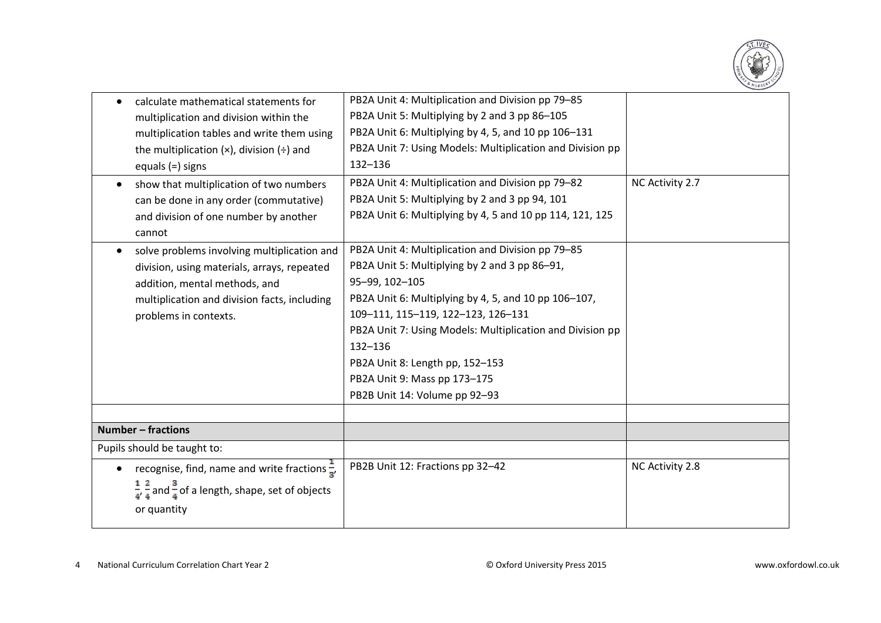| | | |
|---|---|---|
| • calculate mathematical statements for multiplication and division within the multiplication tables and write them using the multiplication (×), division (÷) and equals (=) signs | PB2A Unit 4: Multiplication and Division pp 79–85<br>PB2A Unit 5: Multiplying by 2 and 3 pp 86–105<br>PB2A Unit 6: Multiplying by 4, 5, and 10 pp 106–131<br>PB2A Unit 7: Using Models: Multiplication and Division pp 132–136 | |
| • show that multiplication of two numbers can be done in any order (commutative) and division of one number by another cannot | PB2A Unit 4: Multiplication and Division pp 79–82<br>PB2A Unit 5: Multiplying by 2 and 3 pp 94, 101<br>PB2A Unit 6: Multiplying by 4, 5 and 10 pp 114, 121, 125 | NC Activity 2.7 |
| • solve problems involving multiplication and division, using materials, arrays, repeated addition, mental methods, and multiplication and division facts, including problems in contexts. | PB2A Unit 4: Multiplication and Division pp 79–85<br>PB2A Unit 5: Multiplying by 2 and 3 pp 86–91, 95–99, 102–105<br>PB2A Unit 6: Multiplying by 4, 5, and 10 pp 106–107, 109–111, 115–119, 122–123, 126–131<br>PB2A Unit 7: Using Models: Multiplication and Division pp 132–136<br>PB2A Unit 8: Length pp, 152–153<br>PB2A Unit 9: Mass pp 173–175<br>PB2B Unit 14: Volume pp 92–93 | |
| | | |
| **Number – fractions** | | |
| Pupils should be taught to: | | |
| • recognise, find, name and write fractions $\frac{1}{3}$, $\frac{1}{4}$, $\frac{2}{4}$ and $\frac{3}{4}$ of a length, shape, set of objects or quantity | PB2B Unit 12: Fractions pp 32–42 | NC Activity 2.8 |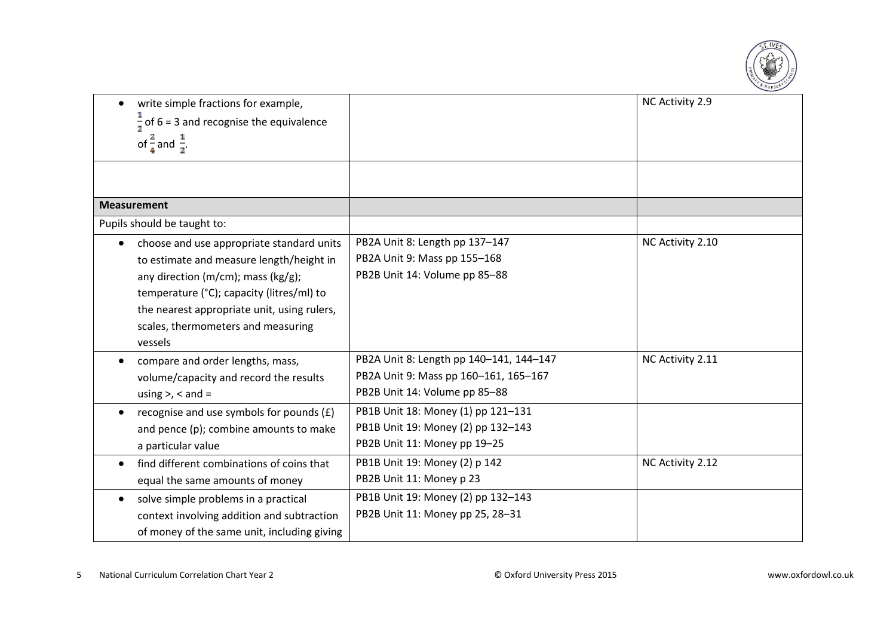| | | |
|---|---|---|
| • write simple fractions for example, $\frac{1}{2}$ of 6 = 3 and recognise the equivalence of $\frac{2}{4}$ and $\frac{1}{2}$. | | NC Activity 2.9 |
| | | |
| **Measurement** | | |
| Pupils should be taught to: | | |
| • choose and use appropriate standard units to estimate and measure length/height in any direction (m/cm); mass (kg/g); temperature (°C); capacity (litres/ml) to the nearest appropriate unit, using rulers, scales, thermometers and measuring vessels | PB2A Unit 8: Length pp 137–147<br>PB2A Unit 9: Mass pp 155–168<br>PB2B Unit 14: Volume pp 85–88 | NC Activity 2.10 |
| • compare and order lengths, mass, volume/capacity and record the results using >, < and = | PB2A Unit 8: Length pp 140–141, 144–147<br>PB2A Unit 9: Mass pp 160–161, 165–167<br>PB2B Unit 14: Volume pp 85–88 | NC Activity 2.11 |
| • recognise and use symbols for pounds (£) and pence (p); combine amounts to make a particular value | PB1B Unit 18: Money (1) pp 121–131<br>PB1B Unit 19: Money (2) pp 132–143<br>PB2B Unit 11: Money pp 19–25 | |
| • find different combinations of coins that equal the same amounts of money | PB1B Unit 19: Money (2) p 142<br>PB2B Unit 11: Money p 23 | NC Activity 2.12 |
| • solve simple problems in a practical context involving addition and subtraction of money of the same unit, including giving | PB1B Unit 19: Money (2) pp 132–143<br>PB2B Unit 11: Money pp 25, 28–31 | |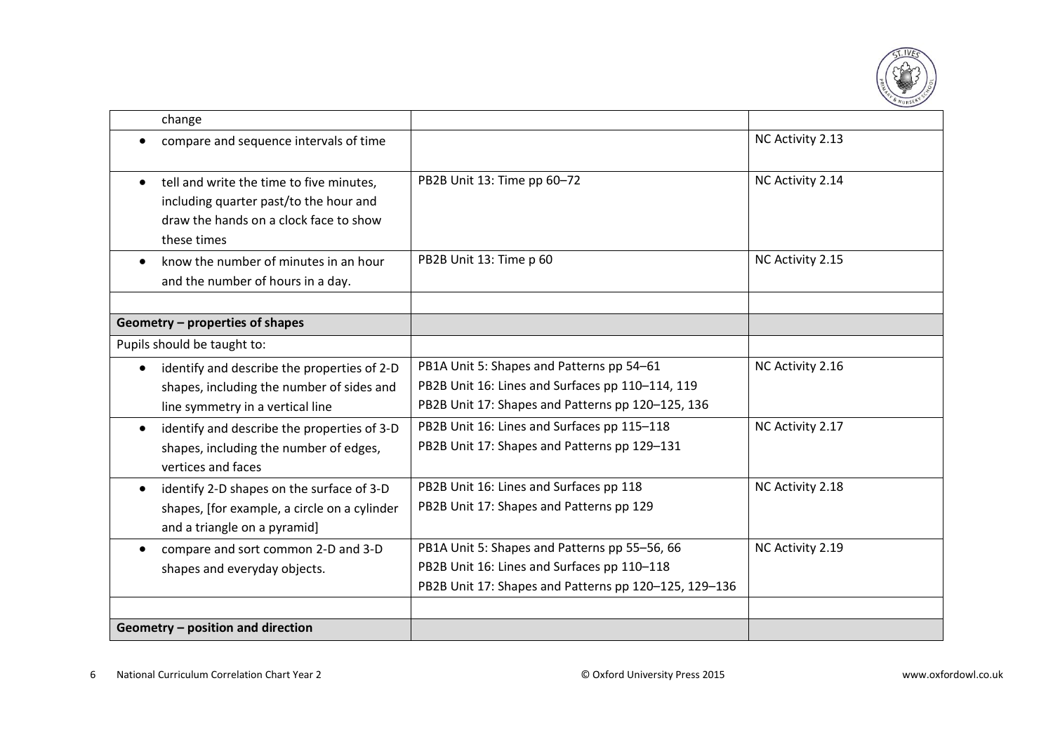| | | |
|---|---|---|
| change | | |
| • compare and sequence intervals of time | | NC Activity 2.13 |
| • tell and write the time to five minutes, including quarter past/to the hour and draw the hands on a clock face to show these times | PB2B Unit 13: Time pp 60–72 | NC Activity 2.14 |
| • know the number of minutes in an hour and the number of hours in a day. | PB2B Unit 13: Time p 60 | NC Activity 2.15 |
| | | |
| **Geometry – properties of shapes** | | |
| Pupils should be taught to: | | |
| • identify and describe the properties of 2-D shapes, including the number of sides and line symmetry in a vertical line | PB1A Unit 5: Shapes and Patterns pp 54–61<br>PB2B Unit 16: Lines and Surfaces pp 110–114, 119<br>PB2B Unit 17: Shapes and Patterns pp 120–125, 136 | NC Activity 2.16 |
| • identify and describe the properties of 3-D shapes, including the number of edges, vertices and faces | PB2B Unit 16: Lines and Surfaces pp 115–118<br>PB2B Unit 17: Shapes and Patterns pp 129–131 | NC Activity 2.17 |
| • identify 2-D shapes on the surface of 3-D shapes, [for example, a circle on a cylinder and a triangle on a pyramid] | PB2B Unit 16: Lines and Surfaces pp 118<br>PB2B Unit 17: Shapes and Patterns pp 129 | NC Activity 2.18 |
| • compare and sort common 2-D and 3-D shapes and everyday objects. | PB1A Unit 5: Shapes and Patterns pp 55–56, 66<br>PB2B Unit 16: Lines and Surfaces pp 110–118<br>PB2B Unit 17: Shapes and Patterns pp 120–125, 129–136 | NC Activity 2.19 |
| | | |
| **Geometry – position and direction** | | |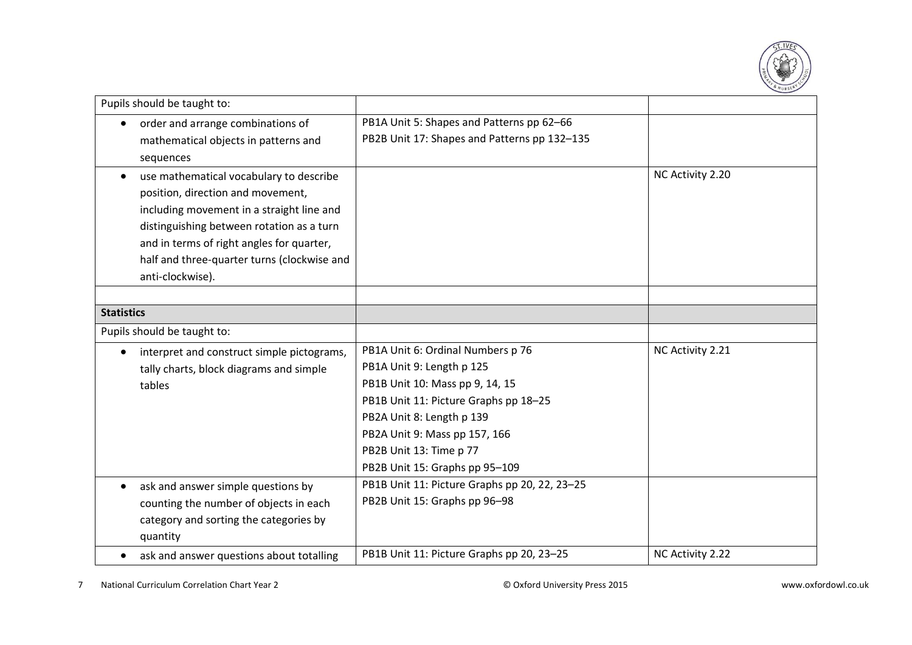| | | |
|---|---|---|
| Pupils should be taught to: | | |
| • order and arrange combinations of mathematical objects in patterns and sequences | PB1A Unit 5: Shapes and Patterns pp 62–66<br>PB2B Unit 17: Shapes and Patterns pp 132–135 | |
| • use mathematical vocabulary to describe position, direction and movement, including movement in a straight line and distinguishing between rotation as a turn and in terms of right angles for quarter, half and three-quarter turns (clockwise and anti-clockwise). | | NC Activity 2.20 |
| | | |
| **Statistics** | | |
| Pupils should be taught to: | | |
| • interpret and construct simple pictograms, tally charts, block diagrams and simple tables | PB1A Unit 6: Ordinal Numbers p 76<br>PB1A Unit 9: Length p 125<br>PB1B Unit 10: Mass pp 9, 14, 15<br>PB1B Unit 11: Picture Graphs pp 18–25<br>PB2A Unit 8: Length p 139<br>PB2A Unit 9: Mass pp 157, 166<br>PB2B Unit 13: Time p 77<br>PB2B Unit 15: Graphs pp 95–109 | NC Activity 2.21 |
| • ask and answer simple questions by counting the number of objects in each category and sorting the categories by quantity | PB1B Unit 11: Picture Graphs pp 20, 22, 23–25<br>PB2B Unit 15: Graphs pp 96–98 | |
| • ask and answer questions about totalling | PB1B Unit 11: Picture Graphs pp 20, 23–25 | NC Activity 2.22 |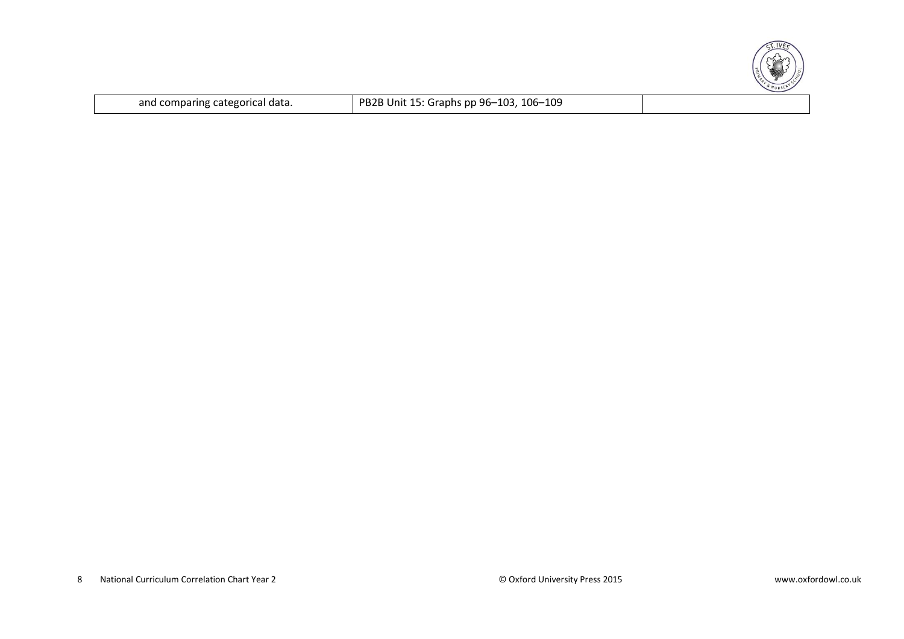| | | |
|---|---|---|
| and comparing categorical data. | PB2B Unit 15: Graphs pp 96–103, 106–109 | |